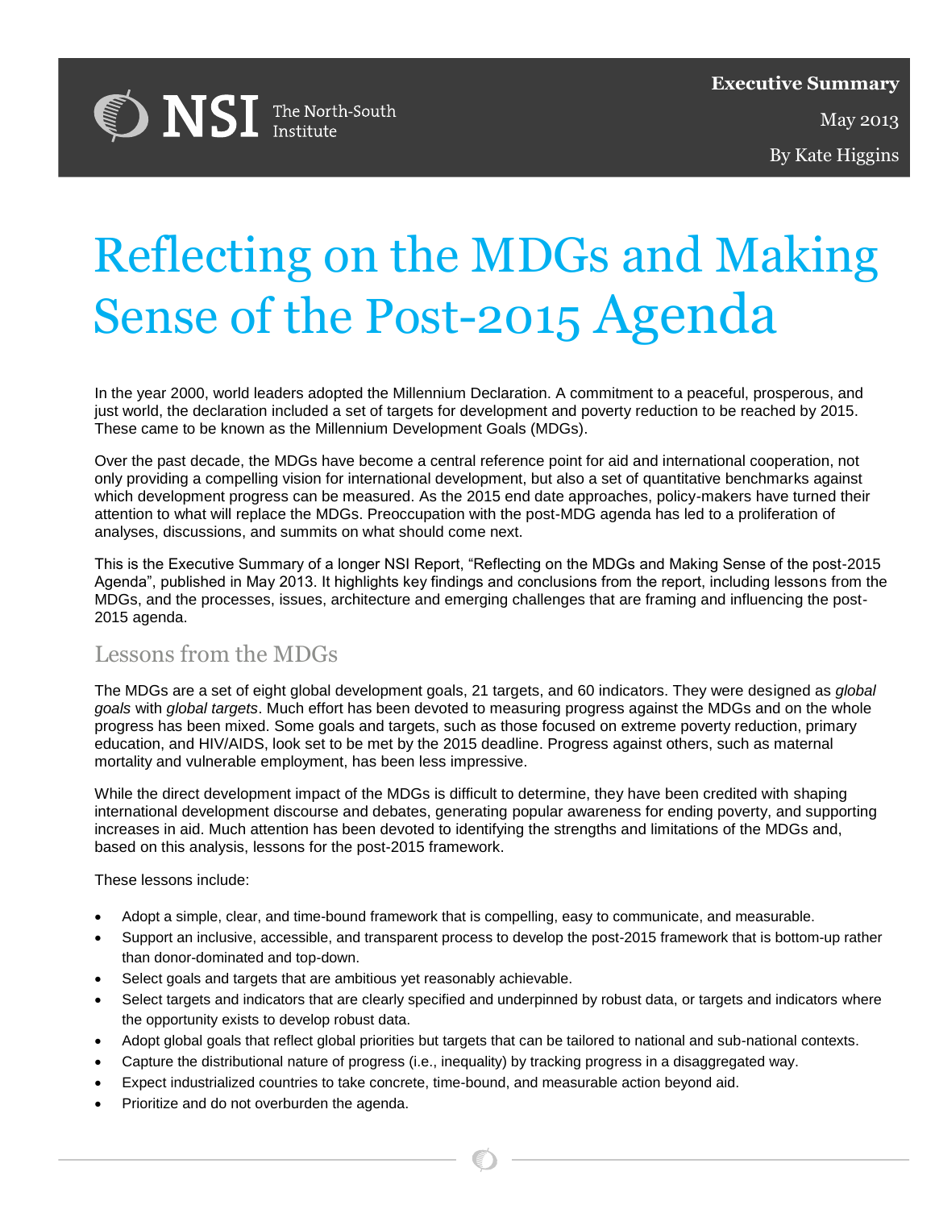NSI The North-South Institute

**Executive Summary**

May 2013

By Kate Higgins

# Reflecting on the MDGs and Making Sense of the Post-2015 Agenda

In the year 2000, world leaders adopted the Millennium Declaration. A commitment to a peaceful, prosperous, and just world, the declaration included a set of targets for development and poverty reduction to be reached by 2015. These came to be known as the Millennium Development Goals (MDGs).

Over the past decade, the MDGs have become a central reference point for aid and international cooperation, not only providing a compelling vision for international development, but also a set of quantitative benchmarks against which development progress can be measured. As the 2015 end date approaches, policy-makers have turned their attention to what will replace the MDGs. Preoccupation with the post-MDG agenda has led to a proliferation of analyses, discussions, and summits on what should come next.

This is the Executive Summary of a longer NSI Report, "Reflecting on the MDGs and Making Sense of the post-2015 Agenda", published in May 2013. It highlights key findings and conclusions from the report, including lessons from the MDGs, and the processes, issues, architecture and emerging challenges that are framing and influencing the post-2015 agenda.

## Lessons from the MDGs

The MDGs are a set of eight global development goals, 21 targets, and 60 indicators. They were designed as *global goals* with *global targets*. Much effort has been devoted to measuring progress against the MDGs and on the whole progress has been mixed. Some goals and targets, such as those focused on extreme poverty reduction, primary education, and HIV/AIDS, look set to be met by the 2015 deadline. Progress against others, such as maternal mortality and vulnerable employment, has been less impressive.

While the direct development impact of the MDGs is difficult to determine, they have been credited with shaping international development discourse and debates, generating popular awareness for ending poverty, and supporting increases in aid. Much attention has been devoted to identifying the strengths and limitations of the MDGs and, based on this analysis, lessons for the post-2015 framework.

These lessons include:

- Adopt a simple, clear, and time-bound framework that is compelling, easy to communicate, and measurable.
- Support an inclusive, accessible, and transparent process to develop the post-2015 framework that is bottom-up rather than donor-dominated and top-down.
- Select goals and targets that are ambitious yet reasonably achievable.
- Select targets and indicators that are clearly specified and underpinned by robust data, or targets and indicators where the opportunity exists to develop robust data.
- Adopt global goals that reflect global priorities but targets that can be tailored to national and sub-national contexts.
- Capture the distributional nature of progress (i.e., inequality) by tracking progress in a disaggregated way.
- Expect industrialized countries to take concrete, time-bound, and measurable action beyond aid.
- Prioritize and do not overburden the agenda.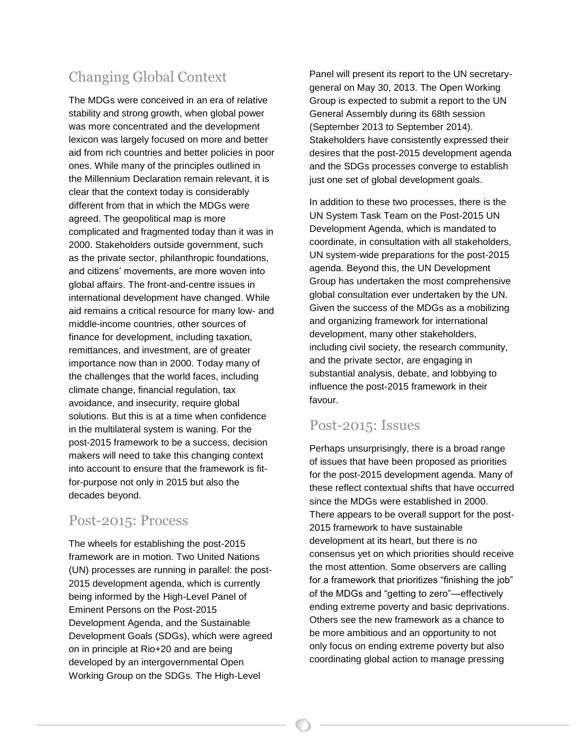## Changing Global Context

The MDGs were conceived in an era of relative stability and strong growth, when global power was more concentrated and the development lexicon was largely focused on more and better aid from rich countries and better policies in poor ones. While many of the principles outlined in the Millennium Declaration remain relevant, it is clear that the context today is considerably different from that in which the MDGs were agreed. The geopolitical map is more complicated and fragmented today than it was in 2000. Stakeholders outside government, such as the private sector, philanthropic foundations, and citizens' movements, are more woven into global affairs. The front-and-centre issues in international development have changed. While aid remains a critical resource for many low- and middle-income countries, other sources of finance for development, including taxation, remittances, and investment, are of greater importance now than in 2000. Today many of the challenges that the world faces, including climate change, financial regulation, tax avoidance, and insecurity, require global solutions. But this is at a time when confidence in the multilateral system is waning. For the post-2015 framework to be a success, decision makers will need to take this changing context into account to ensure that the framework is fit-for-purpose not only in 2015 but also the decades beyond.

## Post-2015: Process

The wheels for establishing the post-2015 framework are in motion. Two United Nations (UN) processes are running in parallel: the post-2015 development agenda, which is currently being informed by the High-Level Panel of Eminent Persons on the Post-2015 Development Agenda, and the Sustainable Development Goals (SDGs), which were agreed on in principle at Rio+20 and are being developed by an intergovernmental Open Working Group on the SDGs. The High-Level Panel will present its report to the UN secretary-general on May 30, 2013. The Open Working Group is expected to submit a report to the UN General Assembly during its 68th session (September 2013 to September 2014). Stakeholders have consistently expressed their desires that the post-2015 development agenda and the SDGs processes converge to establish just one set of global development goals.

In addition to these two processes, there is the UN System Task Team on the Post-2015 UN Development Agenda, which is mandated to coordinate, in consultation with all stakeholders, UN system-wide preparations for the post-2015 agenda. Beyond this, the UN Development Group has undertaken the most comprehensive global consultation ever undertaken by the UN. Given the success of the MDGs as a mobilizing and organizing framework for international development, many other stakeholders, including civil society, the research community, and the private sector, are engaging in substantial analysis, debate, and lobbying to influence the post-2015 framework in their favour.

## Post-2015: Issues

Perhaps unsurprisingly, there is a broad range of issues that have been proposed as priorities for the post-2015 development agenda. Many of these reflect contextual shifts that have occurred since the MDGs were established in 2000. There appears to be overall support for the post-2015 framework to have sustainable development at its heart, but there is no consensus yet on which priorities should receive the most attention. Some observers are calling for a framework that prioritizes "finishing the job" of the MDGs and "getting to zero"—effectively ending extreme poverty and basic deprivations. Others see the new framework as a chance to be more ambitious and an opportunity to not only focus on ending extreme poverty but also coordinating global action to manage pressing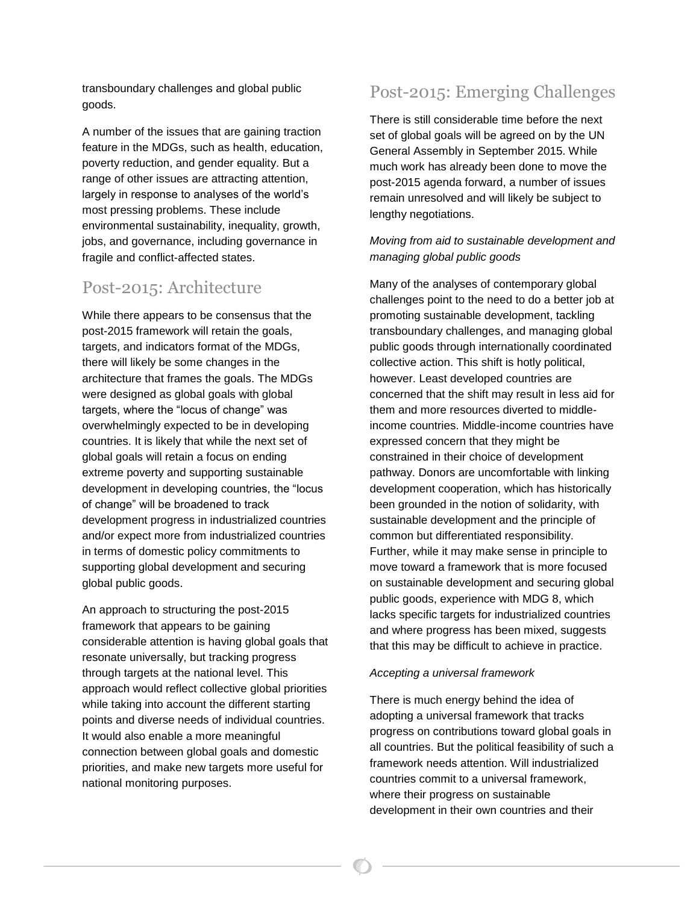transboundary challenges and global public goods.

A number of the issues that are gaining traction feature in the MDGs, such as health, education, poverty reduction, and gender equality. But a range of other issues are attracting attention, largely in response to analyses of the world's most pressing problems. These include environmental sustainability, inequality, growth, jobs, and governance, including governance in fragile and conflict-affected states.

## Post-2015: Architecture

While there appears to be consensus that the post-2015 framework will retain the goals, targets, and indicators format of the MDGs, there will likely be some changes in the architecture that frames the goals. The MDGs were designed as global goals with global targets, where the "locus of change" was overwhelmingly expected to be in developing countries. It is likely that while the next set of global goals will retain a focus on ending extreme poverty and supporting sustainable development in developing countries, the "locus of change" will be broadened to track development progress in industrialized countries and/or expect more from industrialized countries in terms of domestic policy commitments to supporting global development and securing global public goods.

An approach to structuring the post-2015 framework that appears to be gaining considerable attention is having global goals that resonate universally, but tracking progress through targets at the national level. This approach would reflect collective global priorities while taking into account the different starting points and diverse needs of individual countries. It would also enable a more meaningful connection between global goals and domestic priorities, and make new targets more useful for national monitoring purposes.

## Post-2015: Emerging Challenges

There is still considerable time before the next set of global goals will be agreed on by the UN General Assembly in September 2015. While much work has already been done to move the post-2015 agenda forward, a number of issues remain unresolved and will likely be subject to lengthy negotiations.

*Moving from aid to sustainable development and managing global public goods*

Many of the analyses of contemporary global challenges point to the need to do a better job at promoting sustainable development, tackling transboundary challenges, and managing global public goods through internationally coordinated collective action. This shift is hotly political, however. Least developed countries are concerned that the shift may result in less aid for them and more resources diverted to middle-income countries. Middle-income countries have expressed concern that they might be constrained in their choice of development pathway. Donors are uncomfortable with linking development cooperation, which has historically been grounded in the notion of solidarity, with sustainable development and the principle of common but differentiated responsibility. Further, while it may make sense in principle to move toward a framework that is more focused on sustainable development and securing global public goods, experience with MDG 8, which lacks specific targets for industrialized countries and where progress has been mixed, suggests that this may be difficult to achieve in practice.

*Accepting a universal framework*

There is much energy behind the idea of adopting a universal framework that tracks progress on contributions toward global goals in all countries. But the political feasibility of such a framework needs attention. Will industrialized countries commit to a universal framework, where their progress on sustainable development in their own countries and their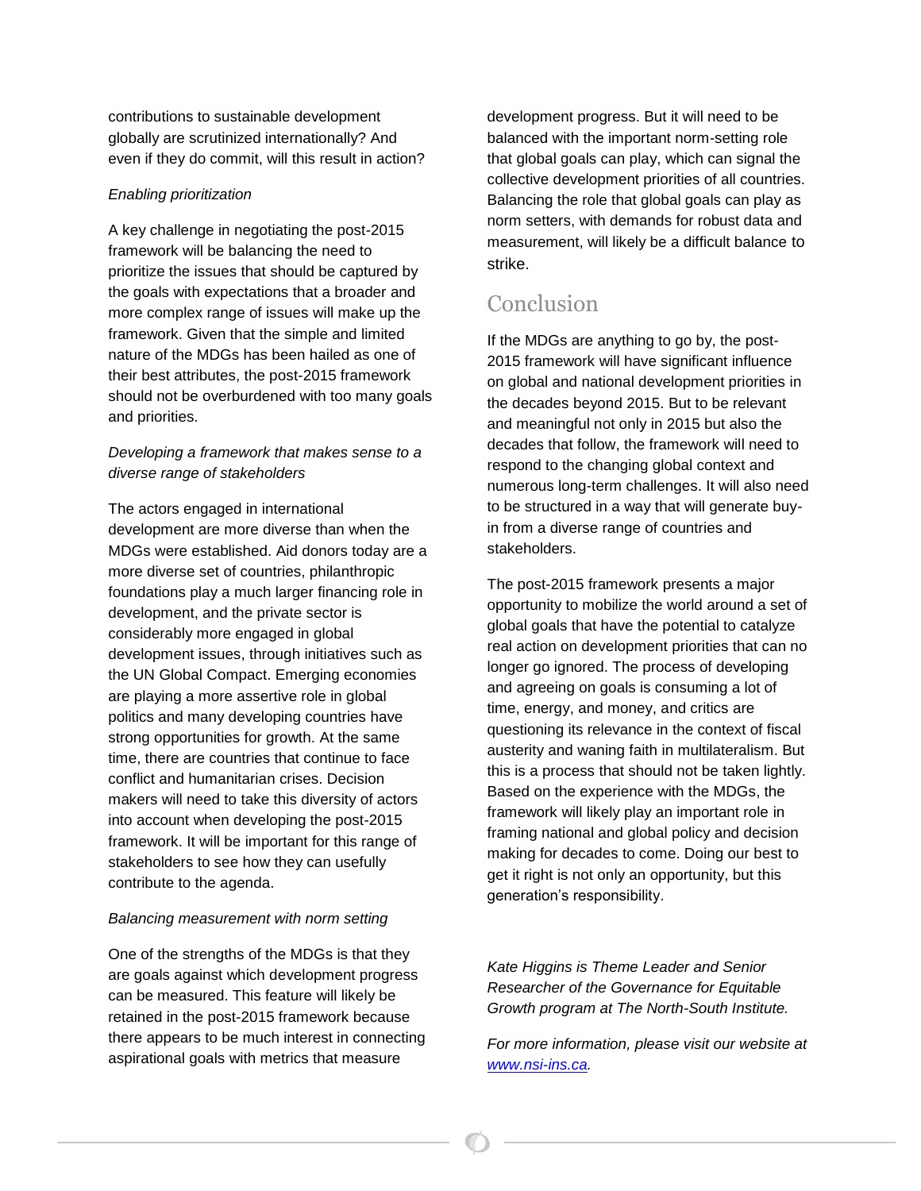contributions to sustainable development globally are scrutinized internationally? And even if they do commit, will this result in action?

*Enabling prioritization*

A key challenge in negotiating the post-2015 framework will be balancing the need to prioritize the issues that should be captured by the goals with expectations that a broader and more complex range of issues will make up the framework. Given that the simple and limited nature of the MDGs has been hailed as one of their best attributes, the post-2015 framework should not be overburdened with too many goals and priorities.

*Developing a framework that makes sense to a diverse range of stakeholders*

The actors engaged in international development are more diverse than when the MDGs were established. Aid donors today are a more diverse set of countries, philanthropic foundations play a much larger financing role in development, and the private sector is considerably more engaged in global development issues, through initiatives such as the UN Global Compact. Emerging economies are playing a more assertive role in global politics and many developing countries have strong opportunities for growth. At the same time, there are countries that continue to face conflict and humanitarian crises. Decision makers will need to take this diversity of actors into account when developing the post-2015 framework. It will be important for this range of stakeholders to see how they can usefully contribute to the agenda.

*Balancing measurement with norm setting*

One of the strengths of the MDGs is that they are goals against which development progress can be measured. This feature will likely be retained in the post-2015 framework because there appears to be much interest in connecting aspirational goals with metrics that measure development progress. But it will need to be balanced with the important norm-setting role that global goals can play, which can signal the collective development priorities of all countries. Balancing the role that global goals can play as norm setters, with demands for robust data and measurement, will likely be a difficult balance to strike.

## Conclusion

If the MDGs are anything to go by, the post-2015 framework will have significant influence on global and national development priorities in the decades beyond 2015. But to be relevant and meaningful not only in 2015 but also the decades that follow, the framework will need to respond to the changing global context and numerous long-term challenges. It will also need to be structured in a way that will generate buy-in from a diverse range of countries and stakeholders.

The post-2015 framework presents a major opportunity to mobilize the world around a set of global goals that have the potential to catalyze real action on development priorities that can no longer go ignored. The process of developing and agreeing on goals is consuming a lot of time, energy, and money, and critics are questioning its relevance in the context of fiscal austerity and waning faith in multilateralism. But this is a process that should not be taken lightly. Based on the experience with the MDGs, the framework will likely play an important role in framing national and global policy and decision making for decades to come. Doing our best to get it right is not only an opportunity, but this generation's responsibility.

*Kate Higgins is Theme Leader and Senior Researcher of the Governance for Equitable Growth program at The North-South Institute.*

*For more information, please visit our website at [www.nsi-ins.ca](http://www.nsi-ins.ca).*